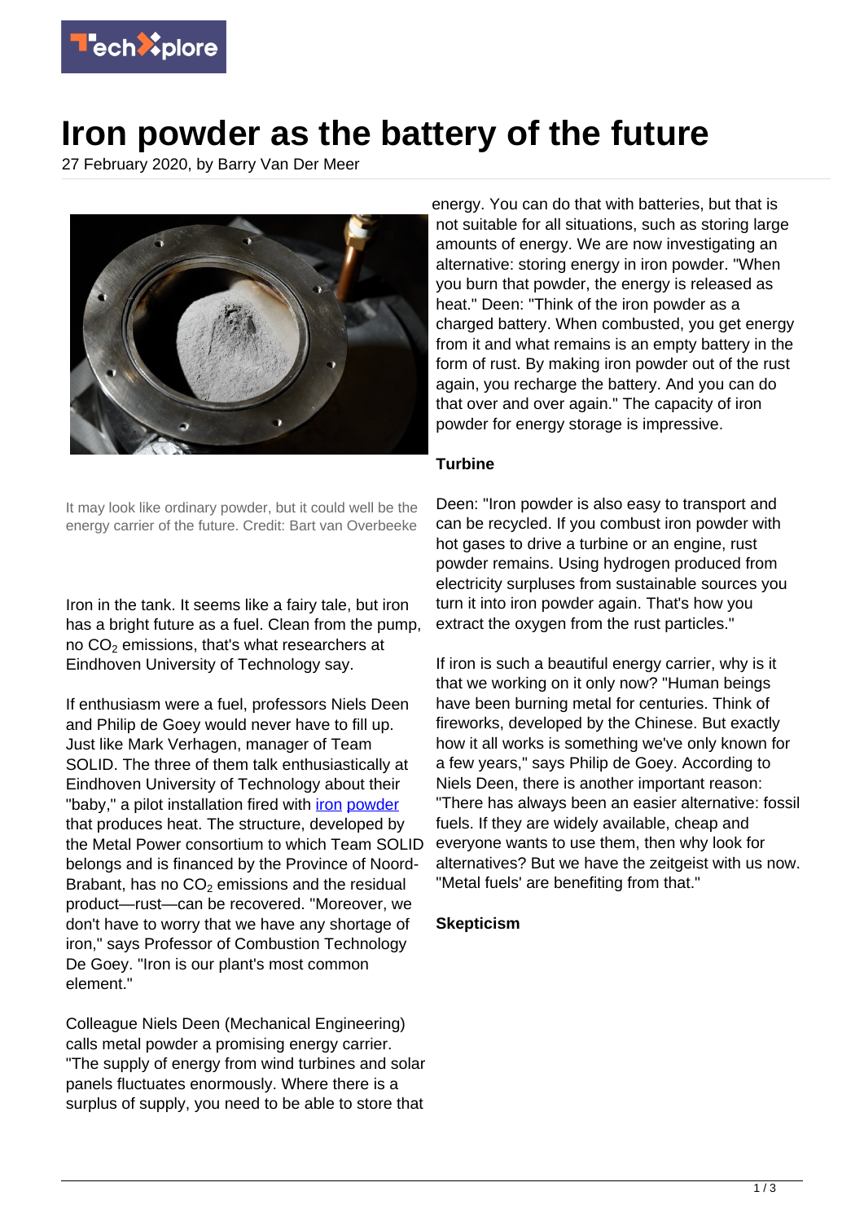# Iron powder as the battery of the future

27 February 2020, by Barry Van Der Meer

It may look like ordinary powder, but it could well be the energy carrier of the future. Credit: Bart van Overbeeke

Iron in the tank. It seems like a fairy tale, but iron has a bright future as a fuel. Clean from the pump, no $CO_2$ emissions, that's what researchers at Eindhoven University of Technology say.

If enthusiasm were a fuel, professors Niels Deen and Philip de Goey would never have to fill up. Just like Mark Verhagen, manager of Team SOLID. The three of them talk enthusiastically at Eindhoven University of Technology about their "baby," a pilot installation fired with iron powder that produces heat. The structure, developed by the Metal Power consortium to which Team SOLID belongs and is financed by the Province of Noord-Brabant, has no $CO_2$ emissions and the residual product—rust—can be recovered. "Moreover, we don't have to worry that we have any shortage of iron," says Professor of Combustion Technology De Goey. "Iron is our plant's most common element."

Colleague Niels Deen (Mechanical Engineering) calls metal powder a promising energy carrier. "The supply of energy from wind turbines and solar panels fluctuates enormously. Where there is a surplus of supply, you need to be able to store that energy. You can do that with batteries, but that is not suitable for all situations, such as storing large amounts of energy. We are now investigating an alternative: storing energy in iron powder. "When you burn that powder, the energy is released as heat." Deen: "Think of the iron powder as a charged battery. When combusted, you get energy from it and what remains is an empty battery in the form of rust. By making iron powder out of the rust again, you recharge the battery. And you can do that over and over again." The capacity of iron powder for energy storage is impressive.

**Turbine**

Deen: "Iron powder is also easy to transport and can be recycled. If you combust iron powder with hot gases to drive a turbine or an engine, rust powder remains. Using hydrogen produced from electricity surpluses from sustainable sources you turn it into iron powder again. That's how you extract the oxygen from the rust particles."

If iron is such a beautiful energy carrier, why is it that we working on it only now? "Human beings have been burning metal for centuries. Think of fireworks, developed by the Chinese. But exactly how it all works is something we've only known for a few years," says Philip de Goey. According to Niels Deen, there is another important reason: "There has always been an easier alternative: fossil fuels. If they are widely available, cheap and everyone wants to use them, then why look for alternatives? But we have the zeitgeist with us now. "Metal fuels' are benefiting from that."

**Skepticism**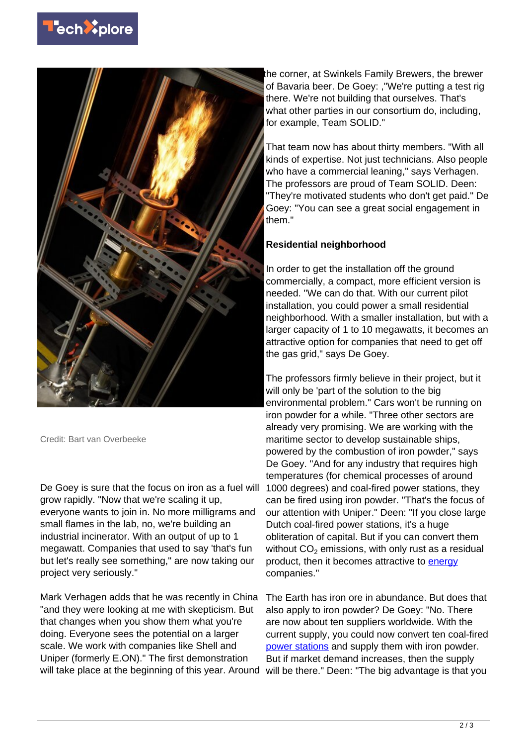Credit: Bart van Overbeeke

De Goey is sure that the focus on iron as a fuel will grow rapidly. "Now that we're scaling it up, everyone wants to join in. No more milligrams and small flames in the lab, no, we're building an industrial incinerator. With an output of up to 1 megawatt. Companies that used to say 'that's fun but let's really see something," are now taking our project very seriously."

Mark Verhagen adds that he was recently in China "and they were looking at me with skepticism. But that changes when you show them what you're doing. Everyone sees the potential on a larger scale. We work with companies like Shell and Uniper (formerly E.ON)." The first demonstration will take place at the beginning of this year. Around the corner, at Swinkels Family Brewers, the brewer of Bavaria beer. De Goey: ,"We're putting a test rig there. We're not building that ourselves. That's what other parties in our consortium do, including, for example, Team SOLID."

That team now has about thirty members. "With all kinds of expertise. Not just technicians. Also people who have a commercial leaning," says Verhagen. The professors are proud of Team SOLID. Deen: "They're motivated students who don't get paid." De Goey: "You can see a great social engagement in them."

**Residential neighborhood**

In order to get the installation off the ground commercially, a compact, more efficient version is needed. "We can do that. With our current pilot installation, you could power a small residential neighborhood. With a smaller installation, but with a larger capacity of 1 to 10 megawatts, it becomes an attractive option for companies that need to get off the gas grid," says De Goey.

The professors firmly believe in their project, but it will only be 'part of the solution to the big environmental problem." Cars won't be running on iron powder for a while. "Three other sectors are already very promising. We are working with the maritime sector to develop sustainable ships, powered by the combustion of iron powder," says De Goey. "And for any industry that requires high temperatures (for chemical processes of around 1000 degrees) and coal-fired power stations, they can be fired using iron powder. "That's the focus of our attention with Uniper." Deen: "If you close large Dutch coal-fired power stations, it's a huge obliteration of capital. But if you can convert them without $CO_2$ emissions, with only rust as a residual product, then it becomes attractive to energy companies."

The Earth has iron ore in abundance. But does that also apply to iron powder? De Goey: "No. There are now about ten suppliers worldwide. With the current supply, you could now convert ten coal-fired power stations and supply them with iron powder. But if market demand increases, then the supply will be there." Deen: "The big advantage is that you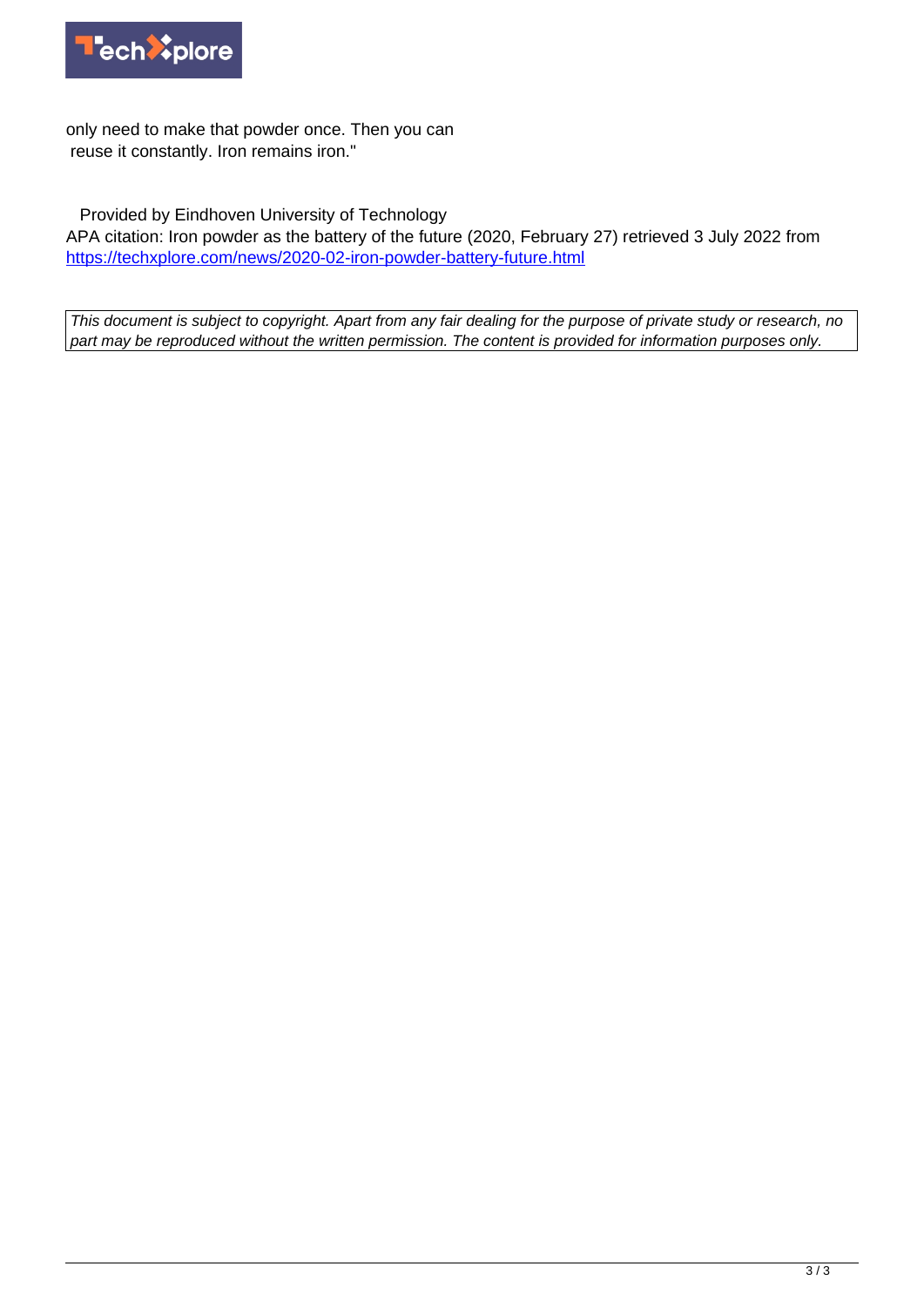only need to make that powder once. Then you can reuse it constantly. Iron remains iron."

Provided by Eindhoven University of Technology

APA citation: Iron powder as the battery of the future (2020, February 27) retrieved 3 July 2022 from https://techxplore.com/news/2020-02-iron-powder-battery-future.html

*This document is subject to copyright. Apart from any fair dealing for the purpose of private study or research, no part may be reproduced without the written permission. The content is provided for information purposes only.*